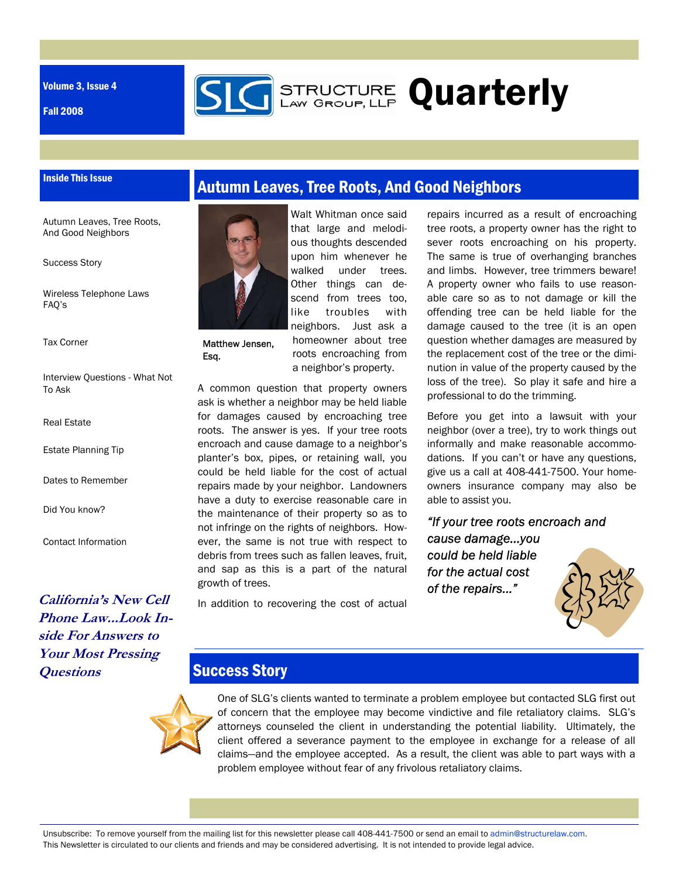Volume 3, Issue 4

Fall 2008

# STRUCTURE LAW GROUP, LLP Quarterly

## Inside This Issue

- Autumn Leaves, Tree Roots, And Good Neighbors
- Success Story
- Wireless Telephone Laws FAQ's
- Tax Corner
- Interview Questions - What Not To Ask
- Real Estate
- Estate Planning Tip
- Dates to Remember
- Did You know?
- Contact Information

***California's New Cell Phone Law…Look Inside For Answers to Your Most Pressing Questions***

## Autumn Leaves, Tree Roots, And Good Neighbors

Matthew Jensen, Esq.

Walt Whitman once said that large and melodious thoughts descended upon him whenever he walked under trees. Other things can descend from trees too, like troubles with neighbors. Just ask a homeowner about tree roots encroaching from a neighbor's property.

A common question that property owners ask is whether a neighbor may be held liable for damages caused by encroaching tree roots. The answer is yes. If your tree roots encroach and cause damage to a neighbor's planter's box, pipes, or retaining wall, you could be held liable for the cost of actual repairs made by your neighbor. Landowners have a duty to exercise reasonable care in the maintenance of their property so as to not infringe on the rights of neighbors. However, the same is not true with respect to debris from trees such as fallen leaves, fruit, and sap as this is a part of the natural growth of trees.

In addition to recovering the cost of actual repairs incurred as a result of encroaching tree roots, a property owner has the right to sever roots encroaching on his property. The same is true of overhanging branches and limbs. However, tree trimmers beware! A property owner who fails to use reasonable care so as to not damage or kill the offending tree can be held liable for the damage caused to the tree (it is an open question whether damages are measured by the replacement cost of the tree or the diminution in value of the property caused by the loss of the tree). So play it safe and hire a professional to do the trimming.

Before you get into a lawsuit with your neighbor (over a tree), try to work things out informally and make reasonable accommodations. If you can't or have any questions, give us a call at 408-441-7500. Your homeowners insurance company may also be able to assist you.

*"If your tree roots encroach and cause damage…you could be held liable for the actual cost of the repairs…"*

## Success Story

One of SLG's clients wanted to terminate a problem employee but contacted SLG first out of concern that the employee may become vindictive and file retaliatory claims. SLG's attorneys counseled the client in understanding the potential liability. Ultimately, the client offered a severance payment to the employee in exchange for a release of all claims—and the employee accepted. As a result, the client was able to part ways with a problem employee without fear of any frivolous retaliatory claims.

Unsubscribe: To remove yourself from the mailing list for this newsletter please call 408-441-7500 or send an email to admin@structurelaw.com.
This Newsletter is circulated to our clients and friends and may be considered advertising. It is not intended to provide legal advice.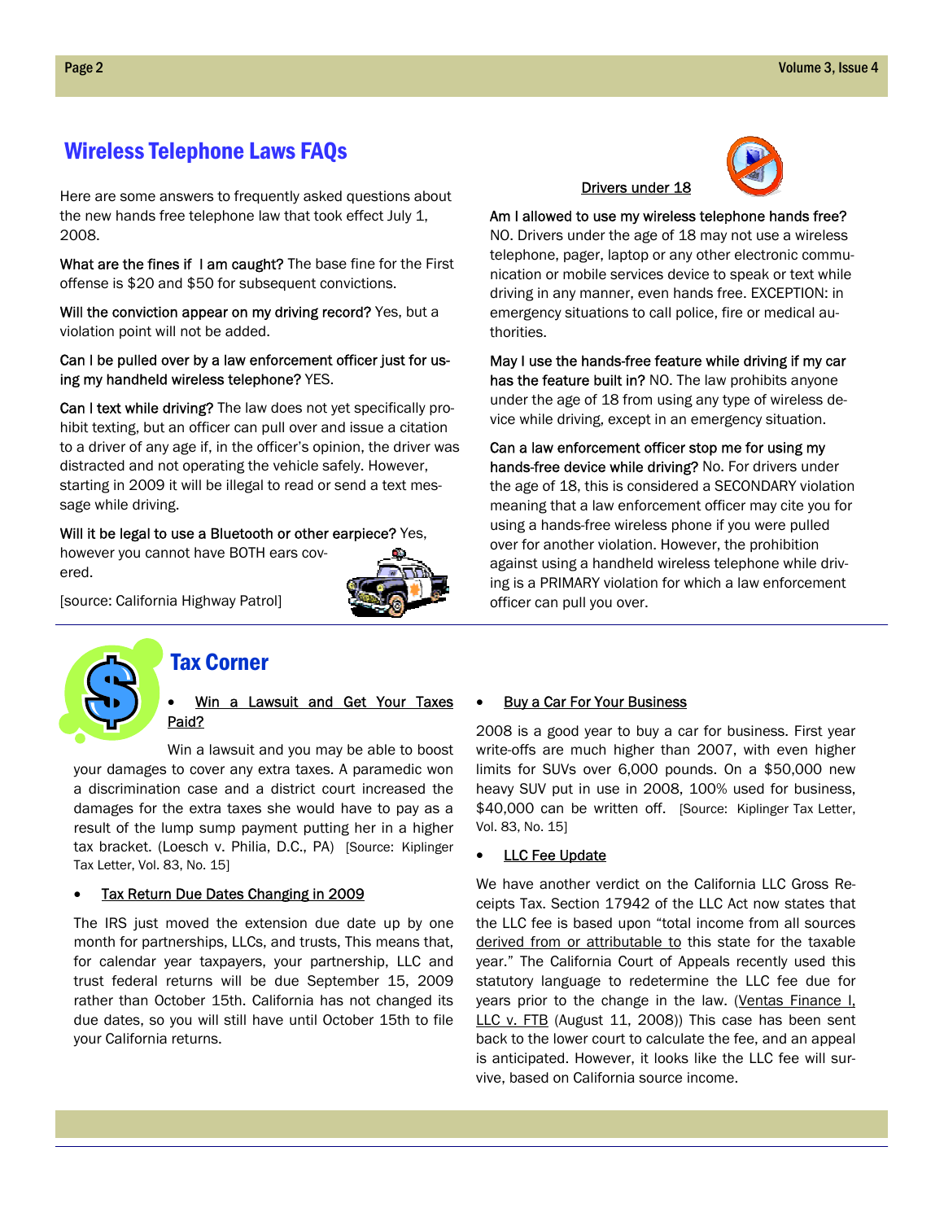## Wireless Telephone Laws FAQs

Here are some answers to frequently asked questions about the new hands free telephone law that took effect July 1, 2008.

What are the fines if I am caught? The base fine for the First offense is $20 and $50 for subsequent convictions.

Will the conviction appear on my driving record? Yes, but a violation point will not be added.

Can I be pulled over by a law enforcement officer just for using my handheld wireless telephone? YES.

Can I text while driving? The law does not yet specifically prohibit texting, but an officer can pull over and issue a citation to a driver of any age if, in the officer's opinion, the driver was distracted and not operating the vehicle safely. However, starting in 2009 it will be illegal to read or send a text message while driving.

Will it be legal to use a Bluetooth or other earpiece? Yes, however you cannot have BOTH ears covered.

[source: California Highway Patrol]

### Drivers under 18

Am I allowed to use my wireless telephone hands free? NO. Drivers under the age of 18 may not use a wireless telephone, pager, laptop or any other electronic communication or mobile services device to speak or text while driving in any manner, even hands free. EXCEPTION: in emergency situations to call police, fire or medical authorities.

May I use the hands-free feature while driving if my car has the feature built in? NO. The law prohibits anyone under the age of 18 from using any type of wireless device while driving, except in an emergency situation.

Can a law enforcement officer stop me for using my hands-free device while driving? No. For drivers under the age of 18, this is considered a SECONDARY violation meaning that a law enforcement officer may cite you for using a hands-free wireless phone if you were pulled over for another violation. However, the prohibition against using a handheld wireless telephone while driving is a PRIMARY violation for which a law enforcement officer can pull you over.

## Tax Corner

- Win a Lawsuit and Get Your Taxes Paid?

Win a lawsuit and you may be able to boost your damages to cover any extra taxes. A paramedic won a discrimination case and a district court increased the damages for the extra taxes she would have to pay as a result of the lump sump payment putting her in a higher tax bracket. (Loesch v. Philia, D.C., PA) [Source: Kiplinger Tax Letter, Vol. 83, No. 15]

- Tax Return Due Dates Changing in 2009

The IRS just moved the extension due date up by one month for partnerships, LLCs, and trusts, This means that, for calendar year taxpayers, your partnership, LLC and trust federal returns will be due September 15, 2009 rather than October 15th. California has not changed its due dates, so you will still have until October 15th to file your California returns.

- Buy a Car For Your Business

2008 is a good year to buy a car for business. First year write-offs are much higher than 2007, with even higher limits for SUVs over 6,000 pounds. On a $50,000 new heavy SUV put in use in 2008, 100% used for business, $40,000 can be written off. [Source: Kiplinger Tax Letter, Vol. 83, No. 15]

- LLC Fee Update

We have another verdict on the California LLC Gross Receipts Tax. Section 17942 of the LLC Act now states that the LLC fee is based upon "total income from all sources derived from or attributable to this state for the taxable year." The California Court of Appeals recently used this statutory language to redetermine the LLC fee due for years prior to the change in the law. (Ventas Finance I, LLC v. FTB (August 11, 2008)) This case has been sent back to the lower court to calculate the fee, and an appeal is anticipated. However, it looks like the LLC fee will survive, based on California source income.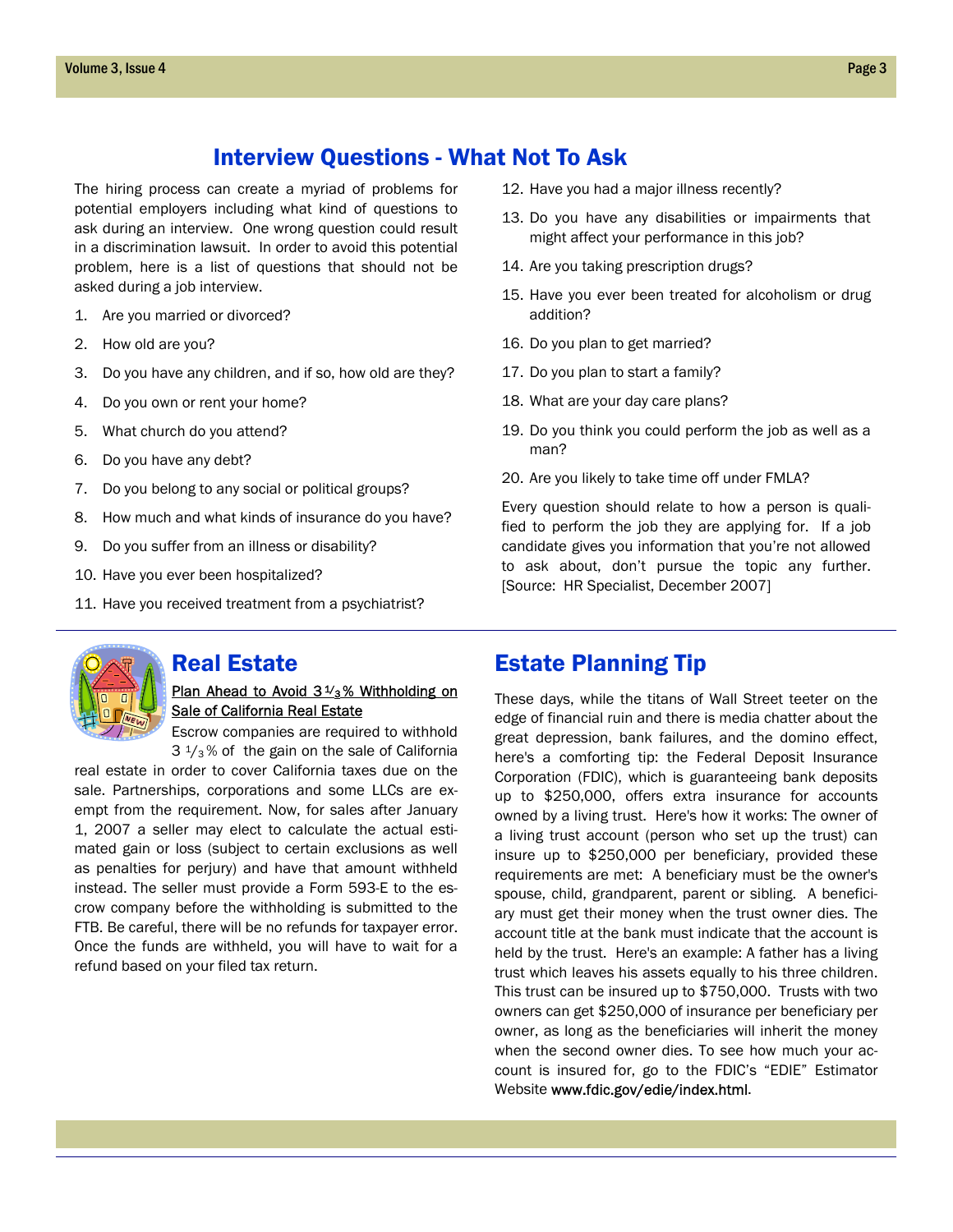## Interview Questions - What Not To Ask

The hiring process can create a myriad of problems for potential employers including what kind of questions to ask during an interview. One wrong question could result in a discrimination lawsuit. In order to avoid this potential problem, here is a list of questions that should not be asked during a job interview.

1. Are you married or divorced?
2. How old are you?
3. Do you have any children, and if so, how old are they?
4. Do you own or rent your home?
5. What church do you attend?
6. Do you have any debt?
7. Do you belong to any social or political groups?
8. How much and what kinds of insurance do you have?
9. Do you suffer from an illness or disability?
10. Have you ever been hospitalized?
11. Have you received treatment from a psychiatrist?
12. Have you had a major illness recently?
13. Do you have any disabilities or impairments that might affect your performance in this job?
14. Are you taking prescription drugs?
15. Have you ever been treated for alcoholism or drug addition?
16. Do you plan to get married?
17. Do you plan to start a family?
18. What are your day care plans?
19. Do you think you could perform the job as well as a man?
20. Are you likely to take time off under FMLA?

Every question should relate to how a person is qualified to perform the job they are applying for. If a job candidate gives you information that you're not allowed to ask about, don't pursue the topic any further. [Source: HR Specialist, December 2007]

## Real Estate

### Plan Ahead to Avoid 3 1/3% Withholding on Sale of California Real Estate

Escrow companies are required to withhold 3 1/3% of the gain on the sale of California real estate in order to cover California taxes due on the sale. Partnerships, corporations and some LLCs are exempt from the requirement. Now, for sales after January 1, 2007 a seller may elect to calculate the actual estimated gain or loss (subject to certain exclusions as well as penalties for perjury) and have that amount withheld instead. The seller must provide a Form 593-E to the escrow company before the withholding is submitted to the FTB. Be careful, there will be no refunds for taxpayer error. Once the funds are withheld, you will have to wait for a refund based on your filed tax return.

## Estate Planning Tip

These days, while the titans of Wall Street teeter on the edge of financial ruin and there is media chatter about the great depression, bank failures, and the domino effect, here's a comforting tip: the Federal Deposit Insurance Corporation (FDIC), which is guaranteeing bank deposits up to $250,000, offers extra insurance for accounts owned by a living trust. Here's how it works: The owner of a living trust account (person who set up the trust) can insure up to $250,000 per beneficiary, provided these requirements are met: A beneficiary must be the owner's spouse, child, grandparent, parent or sibling. A beneficiary must get their money when the trust owner dies. The account title at the bank must indicate that the account is held by the trust. Here's an example: A father has a living trust which leaves his assets equally to his three children. This trust can be insured up to $750,000. Trusts with two owners can get $250,000 of insurance per beneficiary per owner, as long as the beneficiaries will inherit the money when the second owner dies. To see how much your account is insured for, go to the FDIC's "EDIE" Estimator Website www.fdic.gov/edie/index.html.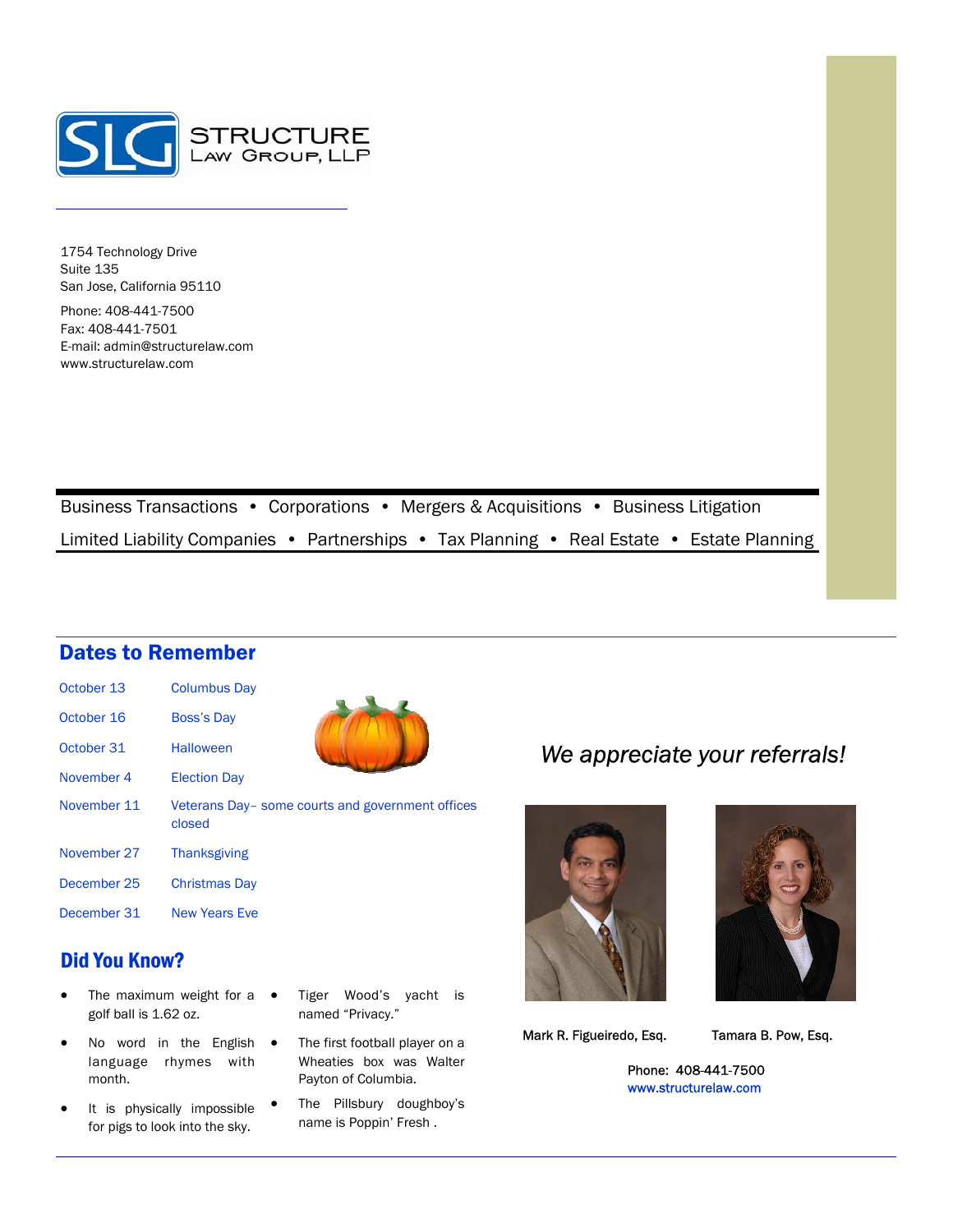STRUCTURE
Law Group, LLP

1754 Technology Drive
Suite 135
San Jose, California 95110

Phone: 408-441-7500
Fax: 408-441-7501
E-mail: admin@structurelaw.com
www.structurelaw.com

Business Transactions • Corporations • Mergers & Acquisitions • Business Litigation
Limited Liability Companies • Partnerships • Tax Planning • Real Estate • Estate Planning

## Dates to Remember

| | |
|---|---|
| October 13 | Columbus Day |
| October 16 | Boss's Day |
| October 31 | Halloween |
| November 4 | Election Day |
| November 11 | Veterans Day– some courts and government offices closed |
| November 27 | Thanksgiving |
| December 25 | Christmas Day |
| December 31 | New Years Eve |

## Did You Know?

- The maximum weight for a golf ball is 1.62 oz.
- No word in the English language rhymes with month.
- It is physically impossible for pigs to look into the sky.
- Tiger Wood's yacht is named "Privacy."
- The first football player on a Wheaties box was Walter Payton of Columbia.
- The Pillsbury doughboy's name is Poppin' Fresh .

*We appreciate your referrals!*

Mark R. Figueiredo, Esq.

Tamara B. Pow, Esq.

Phone: 408-441-7500
www.structurelaw.com